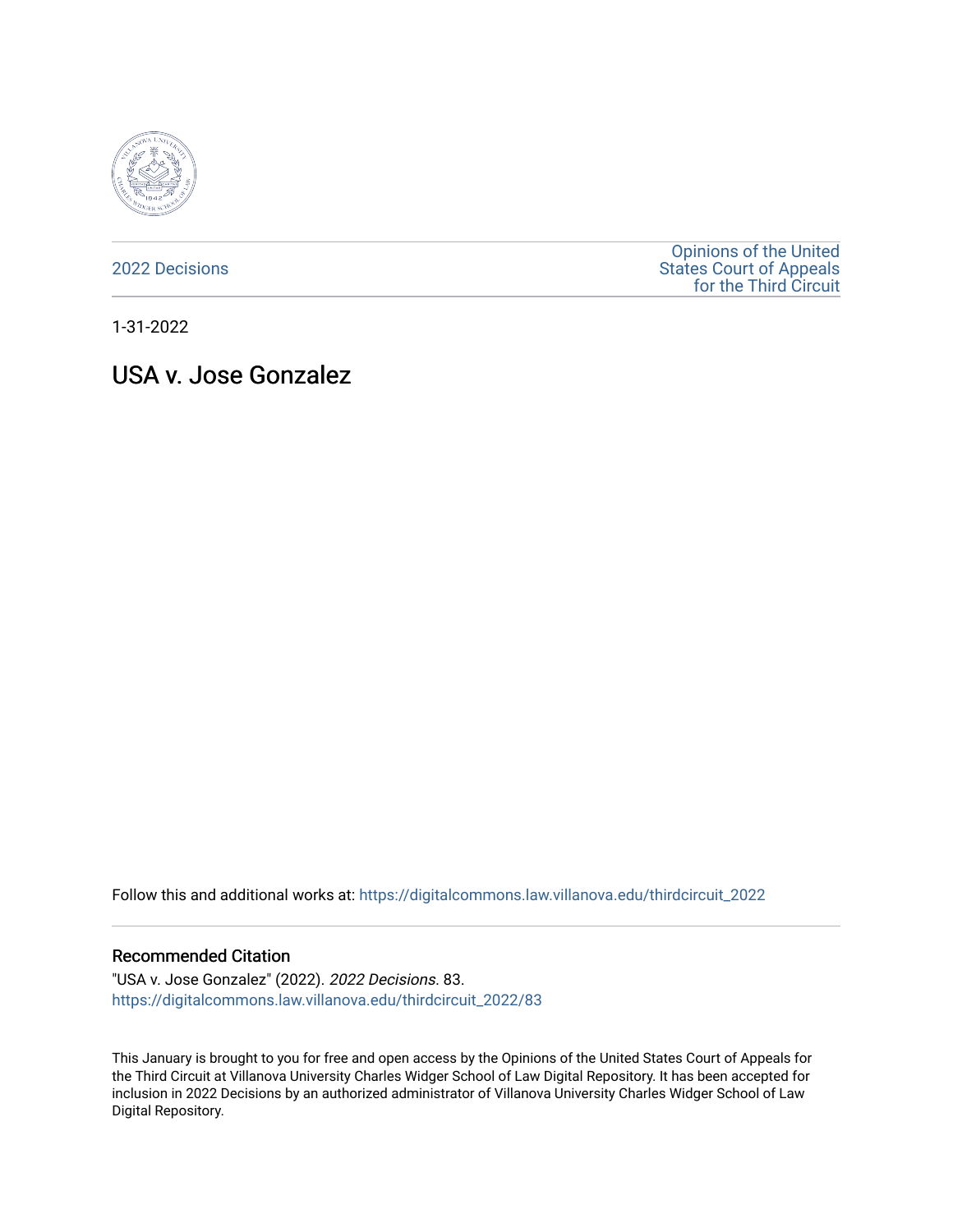2022 Decisions

Opinions of the United States Court of Appeals for the Third Circuit

1-31-2022

# USA v. Jose Gonzalez

Follow this and additional works at: https://digitalcommons.law.villanova.edu/thirdcircuit_2022

### Recommended Citation

"USA v. Jose Gonzalez" (2022). *2022 Decisions*. 83.
https://digitalcommons.law.villanova.edu/thirdcircuit_2022/83

This January is brought to you for free and open access by the Opinions of the United States Court of Appeals for the Third Circuit at Villanova University Charles Widger School of Law Digital Repository. It has been accepted for inclusion in 2022 Decisions by an authorized administrator of Villanova University Charles Widger School of Law Digital Repository.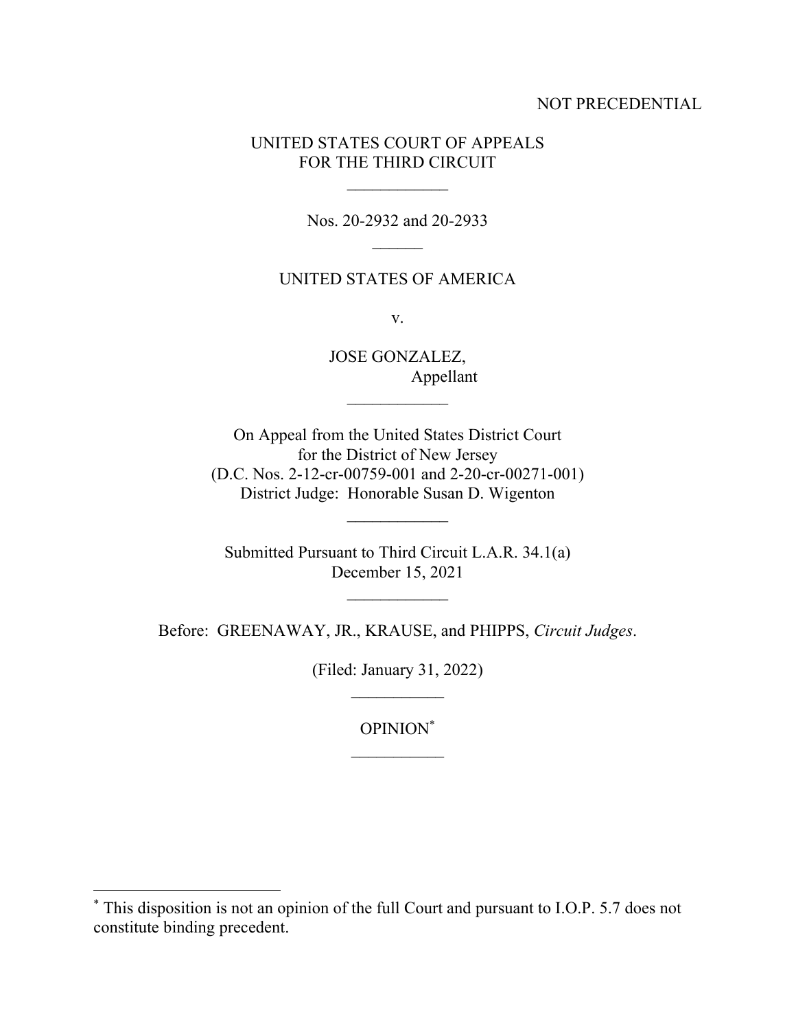NOT PRECEDENTIAL

UNITED STATES COURT OF APPEALS
FOR THE THIRD CIRCUIT

---

Nos. 20-2932 and 20-2933

---

UNITED STATES OF AMERICA

v.

JOSE GONZALEZ,
Appellant

---

On Appeal from the United States District Court
for the District of New Jersey
(D.C. Nos. 2-12-cr-00759-001 and 2-20-cr-00271-001)
District Judge: Honorable Susan D. Wigenton

---

Submitted Pursuant to Third Circuit L.A.R. 34.1(a)
December 15, 2021

---

Before: GREENAWAY, JR., KRAUSE, and PHIPPS, *Circuit Judges*.

(Filed: January 31, 2022)

---

OPINION[*]

---

[*] This disposition is not an opinion of the full Court and pursuant to I.O.P. 5.7 does not constitute binding precedent.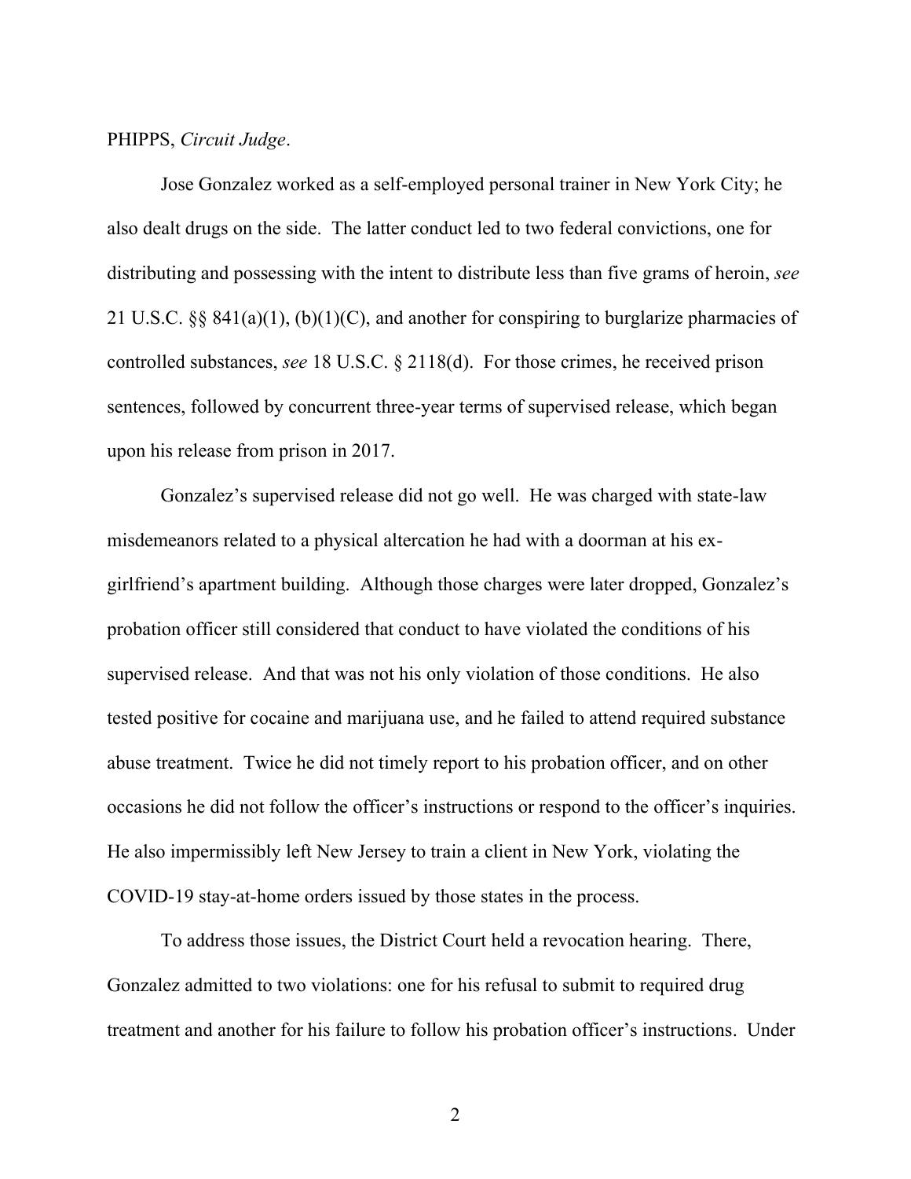PHIPPS, *Circuit Judge*.

Jose Gonzalez worked as a self-employed personal trainer in New York City; he also dealt drugs on the side. The latter conduct led to two federal convictions, one for distributing and possessing with the intent to distribute less than five grams of heroin, *see* 21 U.S.C. §§ 841(a)(1), (b)(1)(C), and another for conspiring to burglarize pharmacies of controlled substances, *see* 18 U.S.C. § 2118(d). For those crimes, he received prison sentences, followed by concurrent three-year terms of supervised release, which began upon his release from prison in 2017.

Gonzalez's supervised release did not go well. He was charged with state-law misdemeanors related to a physical altercation he had with a doorman at his ex-girlfriend's apartment building. Although those charges were later dropped, Gonzalez's probation officer still considered that conduct to have violated the conditions of his supervised release. And that was not his only violation of those conditions. He also tested positive for cocaine and marijuana use, and he failed to attend required substance abuse treatment. Twice he did not timely report to his probation officer, and on other occasions he did not follow the officer's instructions or respond to the officer's inquiries. He also impermissibly left New Jersey to train a client in New York, violating the COVID-19 stay-at-home orders issued by those states in the process.

To address those issues, the District Court held a revocation hearing. There, Gonzalez admitted to two violations: one for his refusal to submit to required drug treatment and another for his failure to follow his probation officer's instructions. Under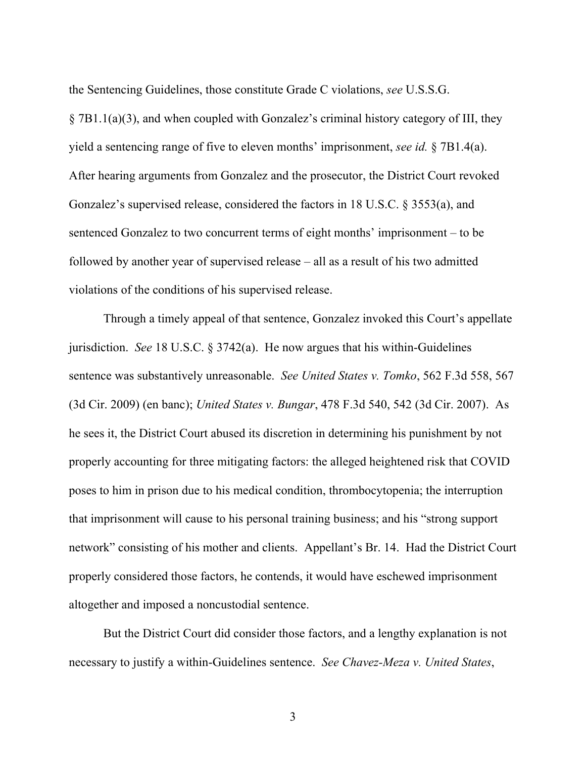the Sentencing Guidelines, those constitute Grade C violations, *see* U.S.S.G. § 7B1.1(a)(3), and when coupled with Gonzalez's criminal history category of III, they yield a sentencing range of five to eleven months' imprisonment, *see id.* § 7B1.4(a). After hearing arguments from Gonzalez and the prosecutor, the District Court revoked Gonzalez's supervised release, considered the factors in 18 U.S.C. § 3553(a), and sentenced Gonzalez to two concurrent terms of eight months' imprisonment – to be followed by another year of supervised release – all as a result of his two admitted violations of the conditions of his supervised release.

Through a timely appeal of that sentence, Gonzalez invoked this Court's appellate jurisdiction. *See* 18 U.S.C. § 3742(a). He now argues that his within-Guidelines sentence was substantively unreasonable. *See United States v. Tomko*, 562 F.3d 558, 567 (3d Cir. 2009) (en banc); *United States v. Bungar*, 478 F.3d 540, 542 (3d Cir. 2007). As he sees it, the District Court abused its discretion in determining his punishment by not properly accounting for three mitigating factors: the alleged heightened risk that COVID poses to him in prison due to his medical condition, thrombocytopenia; the interruption that imprisonment will cause to his personal training business; and his "strong support network" consisting of his mother and clients. Appellant's Br. 14. Had the District Court properly considered those factors, he contends, it would have eschewed imprisonment altogether and imposed a noncustodial sentence.

But the District Court did consider those factors, and a lengthy explanation is not necessary to justify a within-Guidelines sentence. *See Chavez-Meza v. United States*,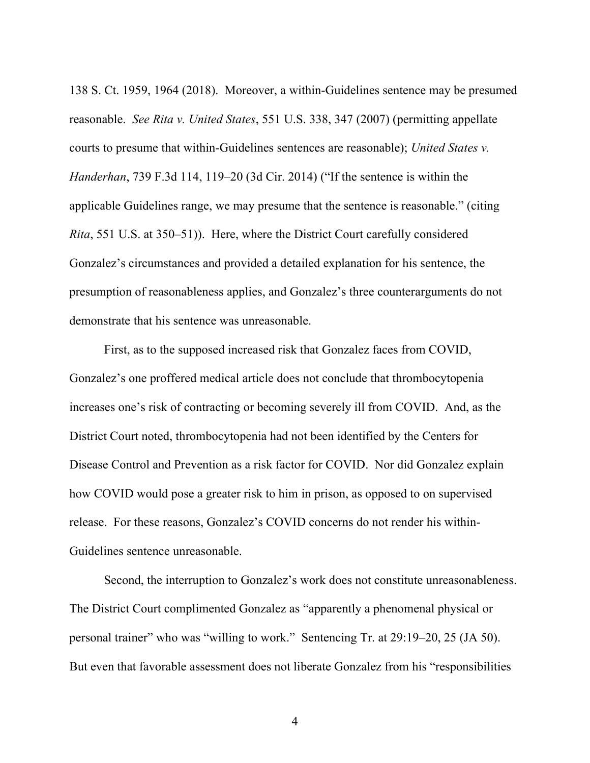138 S. Ct. 1959, 1964 (2018). Moreover, a within-Guidelines sentence may be presumed reasonable. *See Rita v. United States*, 551 U.S. 338, 347 (2007) (permitting appellate courts to presume that within-Guidelines sentences are reasonable); *United States v. Handerhan*, 739 F.3d 114, 119–20 (3d Cir. 2014) ("If the sentence is within the applicable Guidelines range, we may presume that the sentence is reasonable." (citing *Rita*, 551 U.S. at 350–51)). Here, where the District Court carefully considered Gonzalez's circumstances and provided a detailed explanation for his sentence, the presumption of reasonableness applies, and Gonzalez's three counterarguments do not demonstrate that his sentence was unreasonable.

First, as to the supposed increased risk that Gonzalez faces from COVID, Gonzalez's one proffered medical article does not conclude that thrombocytopenia increases one's risk of contracting or becoming severely ill from COVID. And, as the District Court noted, thrombocytopenia had not been identified by the Centers for Disease Control and Prevention as a risk factor for COVID. Nor did Gonzalez explain how COVID would pose a greater risk to him in prison, as opposed to on supervised release. For these reasons, Gonzalez's COVID concerns do not render his within-Guidelines sentence unreasonable.

Second, the interruption to Gonzalez's work does not constitute unreasonableness. The District Court complimented Gonzalez as "apparently a phenomenal physical or personal trainer" who was "willing to work." Sentencing Tr. at 29:19–20, 25 (JA 50). But even that favorable assessment does not liberate Gonzalez from his "responsibilities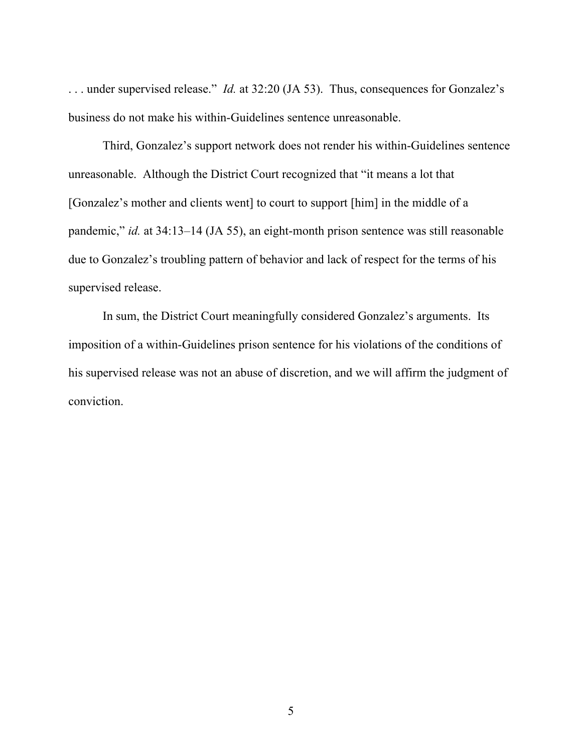. . . under supervised release." *Id.* at 32:20 (JA 53). Thus, consequences for Gonzalez's business do not make his within-Guidelines sentence unreasonable.

Third, Gonzalez's support network does not render his within-Guidelines sentence unreasonable. Although the District Court recognized that "it means a lot that [Gonzalez's mother and clients went] to court to support [him] in the middle of a pandemic," *id.* at 34:13–14 (JA 55), an eight-month prison sentence was still reasonable due to Gonzalez's troubling pattern of behavior and lack of respect for the terms of his supervised release.

In sum, the District Court meaningfully considered Gonzalez's arguments. Its imposition of a within-Guidelines prison sentence for his violations of the conditions of his supervised release was not an abuse of discretion, and we will affirm the judgment of conviction.